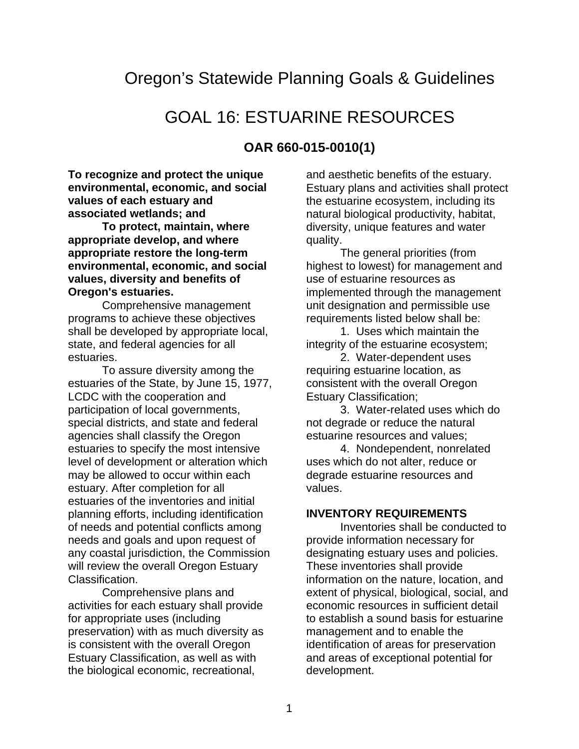# Oregon's Statewide Planning Goals & Guidelines

## GOAL 16: ESTUARINE RESOURCES

### OAR 660-015-0010(1)

**To recognize and protect the unique environmental, economic, and social values of each estuary and associated wetlands; and**

**To protect, maintain, where appropriate develop, and where appropriate restore the long-term environmental, economic, and social values, diversity and benefits of Oregon's estuaries.**

Comprehensive management programs to achieve these objectives shall be developed by appropriate local, state, and federal agencies for all estuaries.

To assure diversity among the estuaries of the State, by June 15, 1977, LCDC with the cooperation and participation of local governments, special districts, and state and federal agencies shall classify the Oregon estuaries to specify the most intensive level of development or alteration which may be allowed to occur within each estuary. After completion for all estuaries of the inventories and initial planning efforts, including identification of needs and potential conflicts among needs and goals and upon request of any coastal jurisdiction, the Commission will review the overall Oregon Estuary Classification.

Comprehensive plans and activities for each estuary shall provide for appropriate uses (including preservation) with as much diversity as is consistent with the overall Oregon Estuary Classification, as well as with the biological economic, recreational, and aesthetic benefits of the estuary. Estuary plans and activities shall protect the estuarine ecosystem, including its natural biological productivity, habitat, diversity, unique features and water quality.

The general priorities (from highest to lowest) for management and use of estuarine resources as implemented through the management unit designation and permissible use requirements listed below shall be:

1. Uses which maintain the integrity of the estuarine ecosystem;
2. Water-dependent uses requiring estuarine location, as consistent with the overall Oregon Estuary Classification;
3. Water-related uses which do not degrade or reduce the natural estuarine resources and values;
4. Nondependent, nonrelated uses which do not alter, reduce or degrade estuarine resources and values.

**INVENTORY REQUIREMENTS**

Inventories shall be conducted to provide information necessary for designating estuary uses and policies. These inventories shall provide information on the nature, location, and extent of physical, biological, social, and economic resources in sufficient detail to establish a sound basis for estuarine management and to enable the identification of areas for preservation and areas of exceptional potential for development.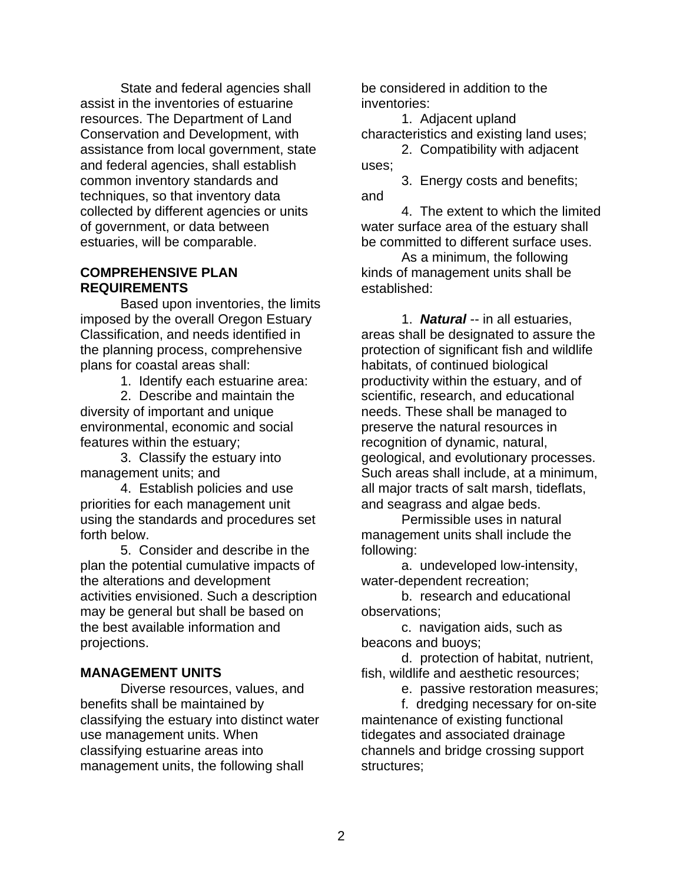State and federal agencies shall assist in the inventories of estuarine resources. The Department of Land Conservation and Development, with assistance from local government, state and federal agencies, shall establish common inventory standards and techniques, so that inventory data collected by different agencies or units of government, or data between estuaries, will be comparable.

**COMPREHENSIVE PLAN REQUIREMENTS**

Based upon inventories, the limits imposed by the overall Oregon Estuary Classification, and needs identified in the planning process, comprehensive plans for coastal areas shall:

1. Identify each estuarine area:
2. Describe and maintain the diversity of important and unique environmental, economic and social features within the estuary;
3. Classify the estuary into management units; and
4. Establish policies and use priorities for each management unit using the standards and procedures set forth below.
5. Consider and describe in the plan the potential cumulative impacts of the alterations and development activities envisioned. Such a description may be general but shall be based on the best available information and projections.

**MANAGEMENT UNITS**

Diverse resources, values, and benefits shall be maintained by classifying the estuary into distinct water use management units. When classifying estuarine areas into management units, the following shall be considered in addition to the inventories:

1. Adjacent upland characteristics and existing land uses;
2. Compatibility with adjacent uses;
3. Energy costs and benefits; and
4. The extent to which the limited water surface area of the estuary shall be committed to different surface uses.

As a minimum, the following kinds of management units shall be established:

1. ***Natural*** -- in all estuaries, areas shall be designated to assure the protection of significant fish and wildlife habitats, of continued biological productivity within the estuary, and of scientific, research, and educational needs. These shall be managed to preserve the natural resources in recognition of dynamic, natural, geological, and evolutionary processes. Such areas shall include, at a minimum, all major tracts of salt marsh, tideflats, and seagrass and algae beds.

Permissible uses in natural management units shall include the following:

a. undeveloped low-intensity, water-dependent recreation;

b. research and educational observations;

c. navigation aids, such as beacons and buoys;

d. protection of habitat, nutrient, fish, wildlife and aesthetic resources;

e. passive restoration measures;

f. dredging necessary for on-site maintenance of existing functional tidegates and associated drainage channels and bridge crossing support structures;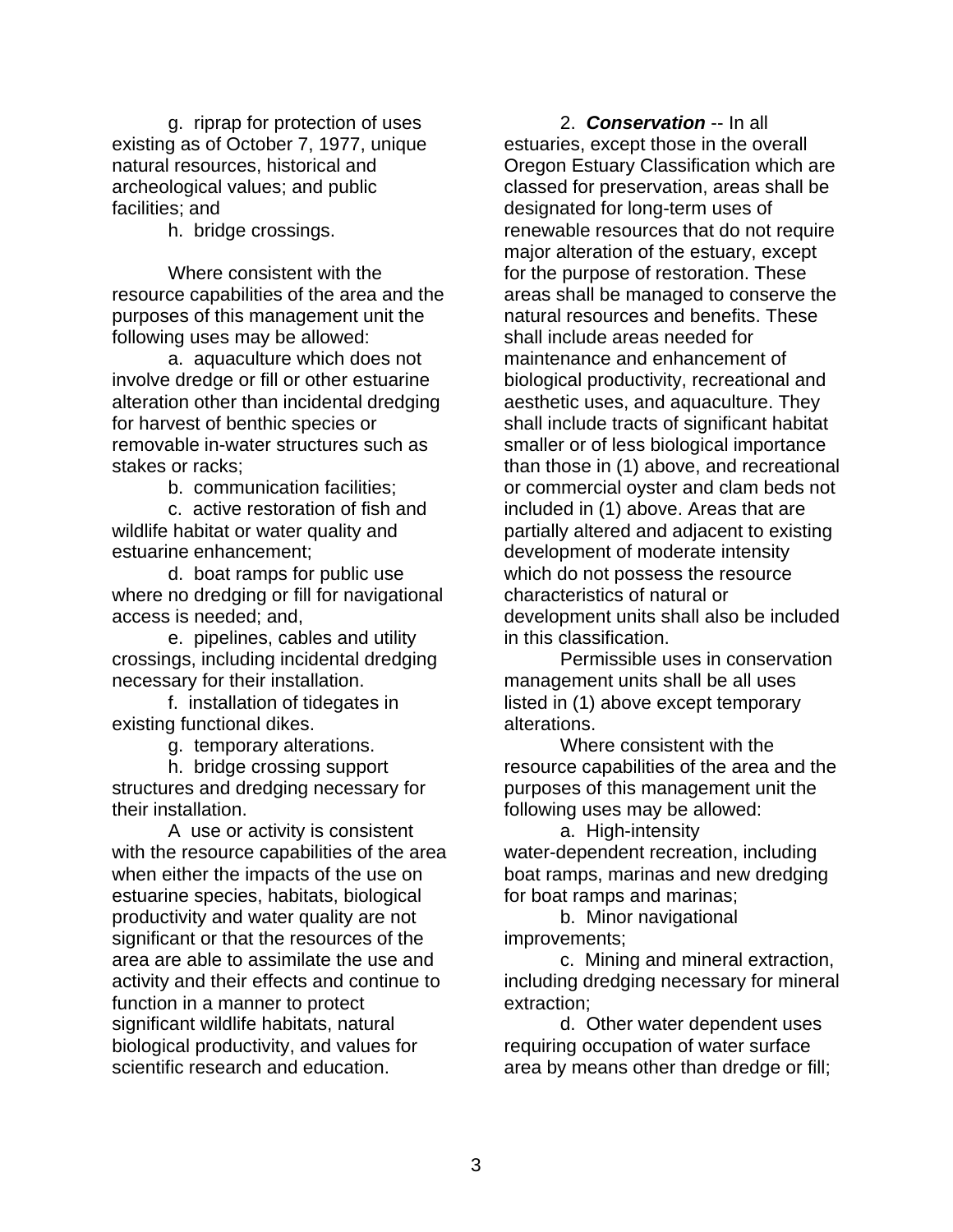g. riprap for protection of uses existing as of October 7, 1977, unique natural resources, historical and archeological values; and public facilities; and

h. bridge crossings.

Where consistent with the resource capabilities of the area and the purposes of this management unit the following uses may be allowed:

a. aquaculture which does not involve dredge or fill or other estuarine alteration other than incidental dredging for harvest of benthic species or removable in-water structures such as stakes or racks;

b. communication facilities;

c. active restoration of fish and wildlife habitat or water quality and estuarine enhancement;

d. boat ramps for public use where no dredging or fill for navigational access is needed; and,

e. pipelines, cables and utility crossings, including incidental dredging necessary for their installation.

f. installation of tidegates in existing functional dikes.

g. temporary alterations.

h. bridge crossing support structures and dredging necessary for their installation.

A use or activity is consistent with the resource capabilities of the area when either the impacts of the use on estuarine species, habitats, biological productivity and water quality are not significant or that the resources of the area are able to assimilate the use and activity and their effects and continue to function in a manner to protect significant wildlife habitats, natural biological productivity, and values for scientific research and education.

2. ***Conservation*** -- In all estuaries, except those in the overall Oregon Estuary Classification which are classed for preservation, areas shall be designated for long-term uses of renewable resources that do not require major alteration of the estuary, except for the purpose of restoration. These areas shall be managed to conserve the natural resources and benefits. These shall include areas needed for maintenance and enhancement of biological productivity, recreational and aesthetic uses, and aquaculture. They shall include tracts of significant habitat smaller or of less biological importance than those in (1) above, and recreational or commercial oyster and clam beds not included in (1) above. Areas that are partially altered and adjacent to existing development of moderate intensity which do not possess the resource characteristics of natural or development units shall also be included in this classification.

Permissible uses in conservation management units shall be all uses listed in (1) above except temporary alterations.

Where consistent with the resource capabilities of the area and the purposes of this management unit the following uses may be allowed:

a. High-intensity water-dependent recreation, including boat ramps, marinas and new dredging for boat ramps and marinas;

b. Minor navigational improvements;

c. Mining and mineral extraction, including dredging necessary for mineral extraction;

d. Other water dependent uses requiring occupation of water surface area by means other than dredge or fill;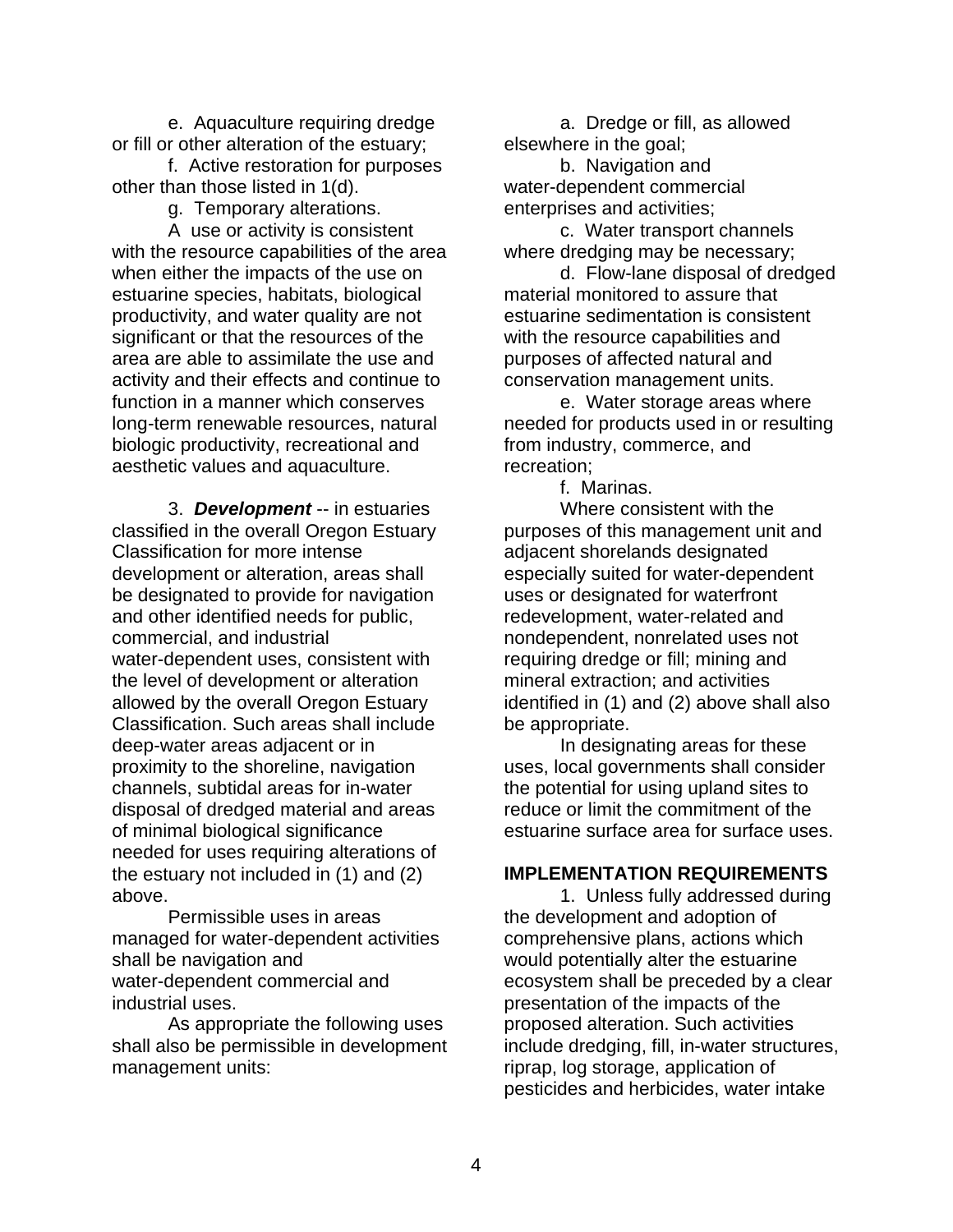e. Aquaculture requiring dredge or fill or other alteration of the estuary;

f. Active restoration for purposes other than those listed in 1(d).

g. Temporary alterations.

A use or activity is consistent with the resource capabilities of the area when either the impacts of the use on estuarine species, habitats, biological productivity, and water quality are not significant or that the resources of the area are able to assimilate the use and activity and their effects and continue to function in a manner which conserves long-term renewable resources, natural biologic productivity, recreational and aesthetic values and aquaculture.

3. ***Development*** -- in estuaries classified in the overall Oregon Estuary Classification for more intense development or alteration, areas shall be designated to provide for navigation and other identified needs for public, commercial, and industrial water-dependent uses, consistent with the level of development or alteration allowed by the overall Oregon Estuary Classification. Such areas shall include deep-water areas adjacent or in proximity to the shoreline, navigation channels, subtidal areas for in-water disposal of dredged material and areas of minimal biological significance needed for uses requiring alterations of the estuary not included in (1) and (2) above.

Permissible uses in areas managed for water-dependent activities shall be navigation and water-dependent commercial and industrial uses.

As appropriate the following uses shall also be permissible in development management units:

a. Dredge or fill, as allowed elsewhere in the goal;

b. Navigation and water-dependent commercial enterprises and activities;

c. Water transport channels where dredging may be necessary;

d. Flow-lane disposal of dredged material monitored to assure that estuarine sedimentation is consistent with the resource capabilities and purposes of affected natural and conservation management units.

e. Water storage areas where needed for products used in or resulting from industry, commerce, and recreation;

f. Marinas.

Where consistent with the purposes of this management unit and adjacent shorelands designated especially suited for water-dependent uses or designated for waterfront redevelopment, water-related and nondependent, nonrelated uses not requiring dredge or fill; mining and mineral extraction; and activities identified in (1) and (2) above shall also be appropriate.

In designating areas for these uses, local governments shall consider the potential for using upland sites to reduce or limit the commitment of the estuarine surface area for surface uses.

## IMPLEMENTATION REQUIREMENTS

1. Unless fully addressed during the development and adoption of comprehensive plans, actions which would potentially alter the estuarine ecosystem shall be preceded by a clear presentation of the impacts of the proposed alteration. Such activities include dredging, fill, in-water structures, riprap, log storage, application of pesticides and herbicides, water intake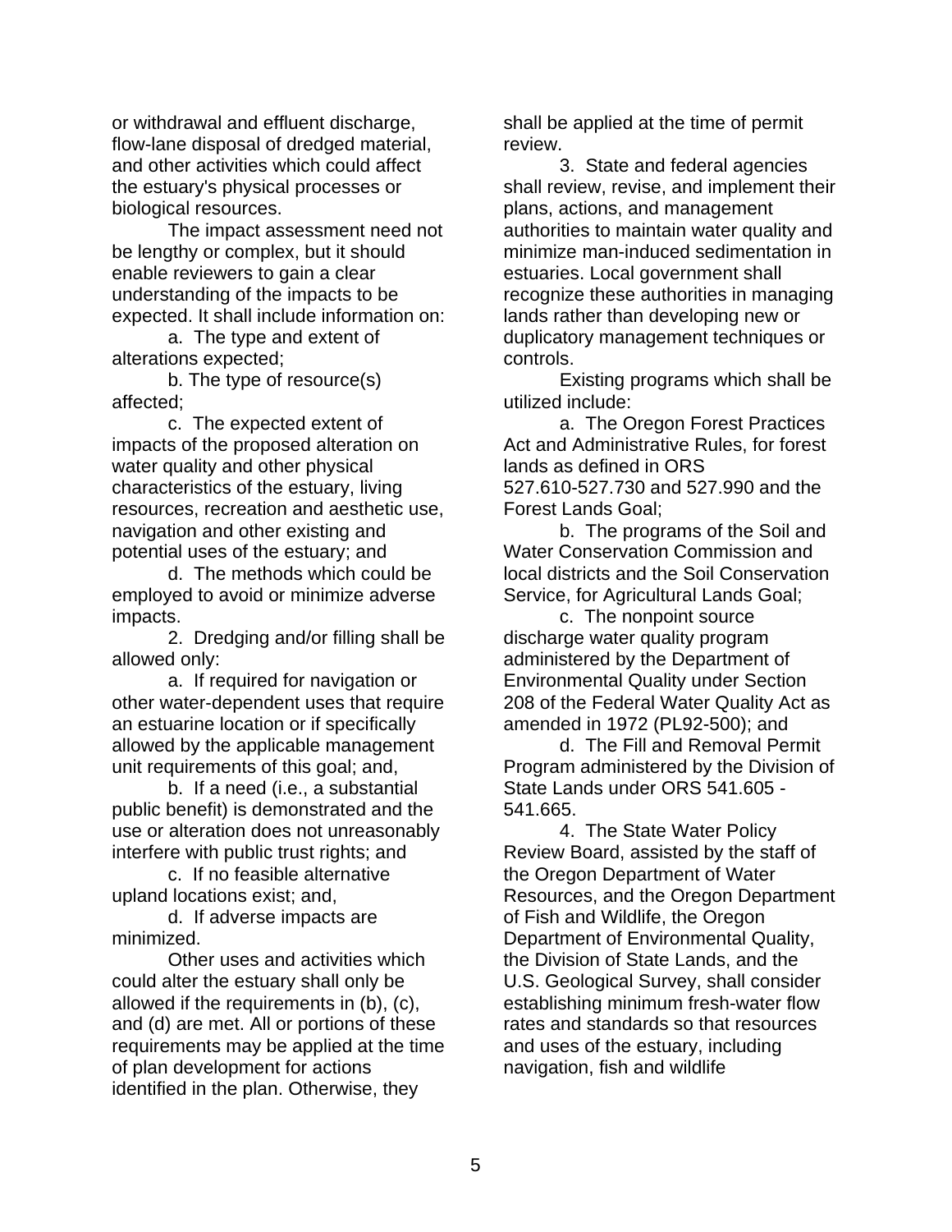or withdrawal and effluent discharge, flow-lane disposal of dredged material, and other activities which could affect the estuary's physical processes or biological resources.

The impact assessment need not be lengthy or complex, but it should enable reviewers to gain a clear understanding of the impacts to be expected. It shall include information on:

a. The type and extent of alterations expected;

b. The type of resource(s) affected;

c. The expected extent of impacts of the proposed alteration on water quality and other physical characteristics of the estuary, living resources, recreation and aesthetic use, navigation and other existing and potential uses of the estuary; and

d. The methods which could be employed to avoid or minimize adverse impacts.

2. Dredging and/or filling shall be allowed only:

a. If required for navigation or other water-dependent uses that require an estuarine location or if specifically allowed by the applicable management unit requirements of this goal; and,

b. If a need (i.e., a substantial public benefit) is demonstrated and the use or alteration does not unreasonably interfere with public trust rights; and

c. If no feasible alternative upland locations exist; and,

d. If adverse impacts are minimized.

Other uses and activities which could alter the estuary shall only be allowed if the requirements in (b), (c), and (d) are met. All or portions of these requirements may be applied at the time of plan development for actions identified in the plan. Otherwise, they shall be applied at the time of permit review.

3. State and federal agencies shall review, revise, and implement their plans, actions, and management authorities to maintain water quality and minimize man-induced sedimentation in estuaries. Local government shall recognize these authorities in managing lands rather than developing new or duplicatory management techniques or controls.

Existing programs which shall be utilized include:

a. The Oregon Forest Practices Act and Administrative Rules, for forest lands as defined in ORS 527.610-527.730 and 527.990 and the Forest Lands Goal;

b. The programs of the Soil and Water Conservation Commission and local districts and the Soil Conservation Service, for Agricultural Lands Goal;

c. The nonpoint source discharge water quality program administered by the Department of Environmental Quality under Section 208 of the Federal Water Quality Act as amended in 1972 (PL92-500); and

d. The Fill and Removal Permit Program administered by the Division of State Lands under ORS 541.605 - 541.665.

4. The State Water Policy Review Board, assisted by the staff of the Oregon Department of Water Resources, and the Oregon Department of Fish and Wildlife, the Oregon Department of Environmental Quality, the Division of State Lands, and the U.S. Geological Survey, shall consider establishing minimum fresh-water flow rates and standards so that resources and uses of the estuary, including navigation, fish and wildlife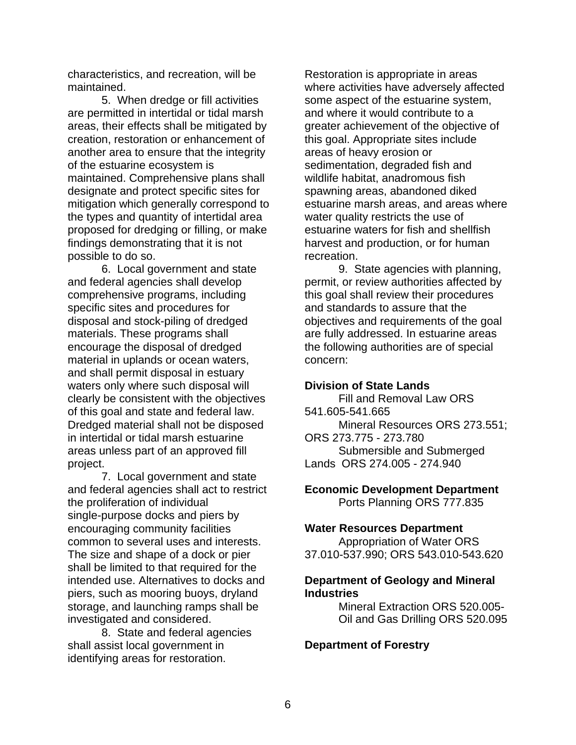characteristics, and recreation, will be maintained.

5. When dredge or fill activities are permitted in intertidal or tidal marsh areas, their effects shall be mitigated by creation, restoration or enhancement of another area to ensure that the integrity of the estuarine ecosystem is maintained. Comprehensive plans shall designate and protect specific sites for mitigation which generally correspond to the types and quantity of intertidal area proposed for dredging or filling, or make findings demonstrating that it is not possible to do so.

6. Local government and state and federal agencies shall develop comprehensive programs, including specific sites and procedures for disposal and stock-piling of dredged materials. These programs shall encourage the disposal of dredged material in uplands or ocean waters, and shall permit disposal in estuary waters only where such disposal will clearly be consistent with the objectives of this goal and state and federal law. Dredged material shall not be disposed in intertidal or tidal marsh estuarine areas unless part of an approved fill project.

7. Local government and state and federal agencies shall act to restrict the proliferation of individual single-purpose docks and piers by encouraging community facilities common to several uses and interests. The size and shape of a dock or pier shall be limited to that required for the intended use. Alternatives to docks and piers, such as mooring buoys, dryland storage, and launching ramps shall be investigated and considered.

8. State and federal agencies shall assist local government in identifying areas for restoration. Restoration is appropriate in areas where activities have adversely affected some aspect of the estuarine system, and where it would contribute to a greater achievement of the objective of this goal. Appropriate sites include areas of heavy erosion or sedimentation, degraded fish and wildlife habitat, anadromous fish spawning areas, abandoned diked estuarine marsh areas, and areas where water quality restricts the use of estuarine waters for fish and shellfish harvest and production, or for human recreation.

9. State agencies with planning, permit, or review authorities affected by this goal shall review their procedures and standards to assure that the objectives and requirements of the goal are fully addressed. In estuarine areas the following authorities are of special concern:

**Division of State Lands**

Fill and Removal Law ORS 541.605-541.665

Mineral Resources ORS 273.551; ORS 273.775 - 273.780

Submersible and Submerged Lands ORS 274.005 - 274.940

**Economic Development Department**

Ports Planning ORS 777.835

**Water Resources Department**

Appropriation of Water ORS 37.010-537.990; ORS 543.010-543.620

**Department of Geology and Mineral Industries**

Mineral Extraction ORS 520.005-
Oil and Gas Drilling ORS 520.095

**Department of Forestry**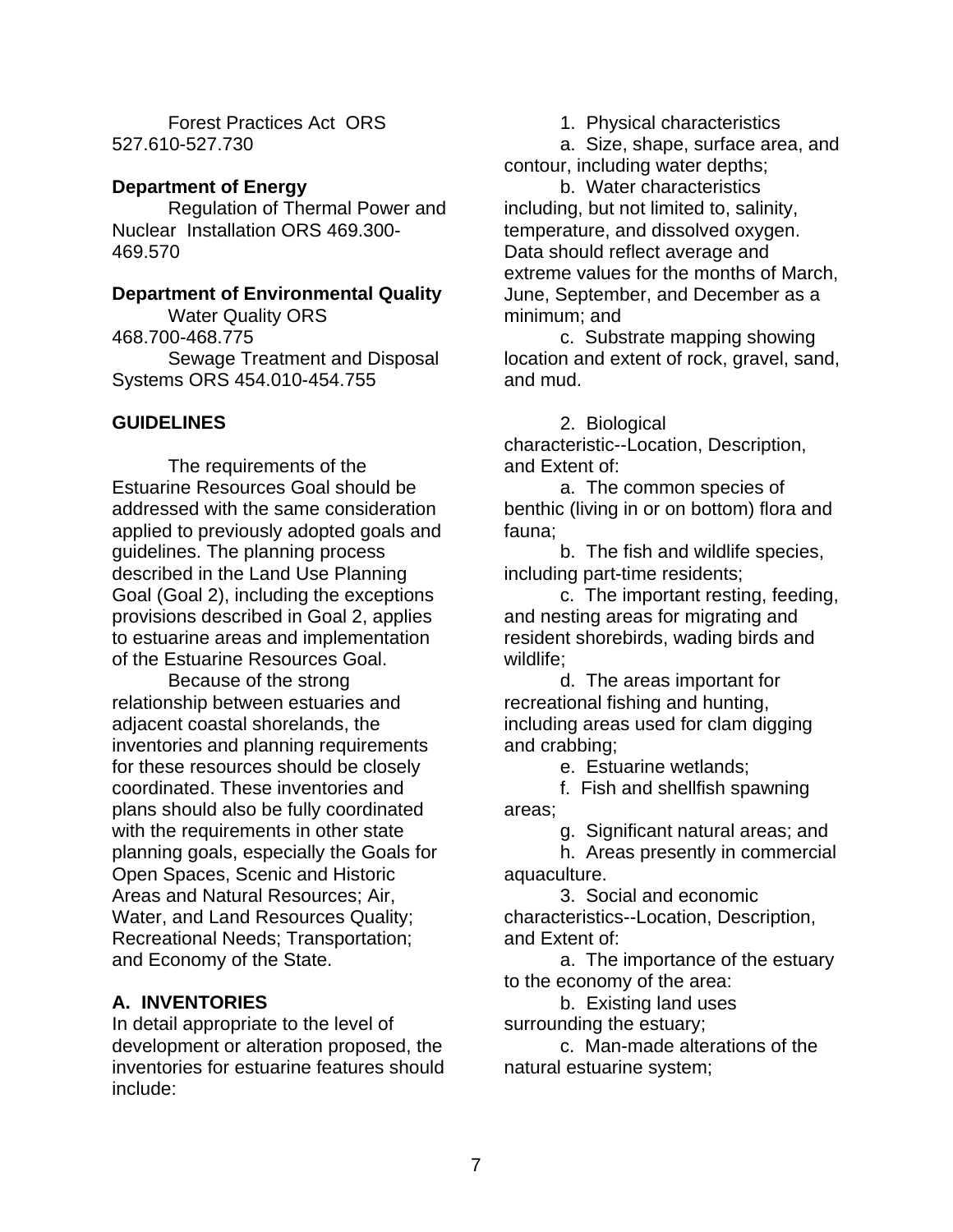Forest Practices Act ORS 527.610-527.730

**Department of Energy**

Regulation of Thermal Power and Nuclear Installation ORS 469.300-469.570

**Department of Environmental Quality**

Water Quality ORS 468.700-468.775

Sewage Treatment and Disposal Systems ORS 454.010-454.755

**GUIDELINES**

The requirements of the Estuarine Resources Goal should be addressed with the same consideration applied to previously adopted goals and guidelines. The planning process described in the Land Use Planning Goal (Goal 2), including the exceptions provisions described in Goal 2, applies to estuarine areas and implementation of the Estuarine Resources Goal.

Because of the strong relationship between estuaries and adjacent coastal shorelands, the inventories and planning requirements for these resources should be closely coordinated. These inventories and plans should also be fully coordinated with the requirements in other state planning goals, especially the Goals for Open Spaces, Scenic and Historic Areas and Natural Resources; Air, Water, and Land Resources Quality; Recreational Needs; Transportation; and Economy of the State.

**A. INVENTORIES**

In detail appropriate to the level of development or alteration proposed, the inventories for estuarine features should include:

1. Physical characteristics

a. Size, shape, surface area, and contour, including water depths;

b. Water characteristics including, but not limited to, salinity, temperature, and dissolved oxygen. Data should reflect average and extreme values for the months of March, June, September, and December as a minimum; and

c. Substrate mapping showing location and extent of rock, gravel, sand, and mud.

2. Biological characteristic--Location, Description, and Extent of:

a. The common species of benthic (living in or on bottom) flora and fauna;

b. The fish and wildlife species, including part-time residents;

c. The important resting, feeding, and nesting areas for migrating and resident shorebirds, wading birds and wildlife;

d. The areas important for recreational fishing and hunting, including areas used for clam digging and crabbing;

e. Estuarine wetlands;

f. Fish and shellfish spawning areas;

g. Significant natural areas; and

h. Areas presently in commercial aquaculture.

3. Social and economic characteristics--Location, Description, and Extent of:

a. The importance of the estuary to the economy of the area:

b. Existing land uses surrounding the estuary;

c. Man-made alterations of the natural estuarine system;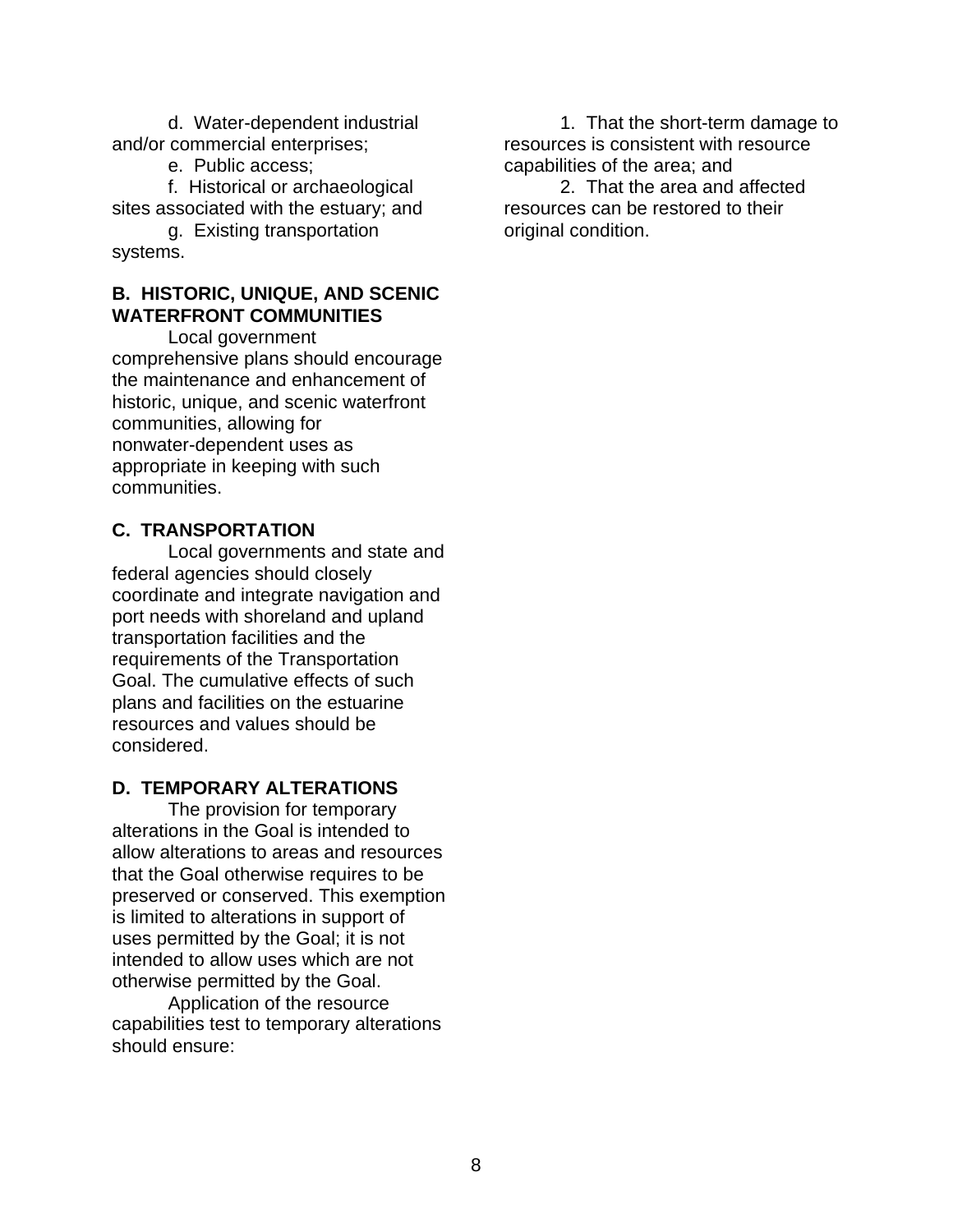d. Water-dependent industrial and/or commercial enterprises;

e. Public access;

f. Historical or archaeological sites associated with the estuary; and

g. Existing transportation systems.

**B. HISTORIC, UNIQUE, AND SCENIC WATERFRONT COMMUNITIES**

Local government comprehensive plans should encourage the maintenance and enhancement of historic, unique, and scenic waterfront communities, allowing for nonwater-dependent uses as appropriate in keeping with such communities.

**C. TRANSPORTATION**

Local governments and state and federal agencies should closely coordinate and integrate navigation and port needs with shoreland and upland transportation facilities and the requirements of the Transportation Goal. The cumulative effects of such plans and facilities on the estuarine resources and values should be considered.

**D. TEMPORARY ALTERATIONS**

The provision for temporary alterations in the Goal is intended to allow alterations to areas and resources that the Goal otherwise requires to be preserved or conserved. This exemption is limited to alterations in support of uses permitted by the Goal; it is not intended to allow uses which are not otherwise permitted by the Goal.

Application of the resource capabilities test to temporary alterations should ensure:

1. That the short-term damage to resources is consistent with resource capabilities of the area; and

2. That the area and affected resources can be restored to their original condition.